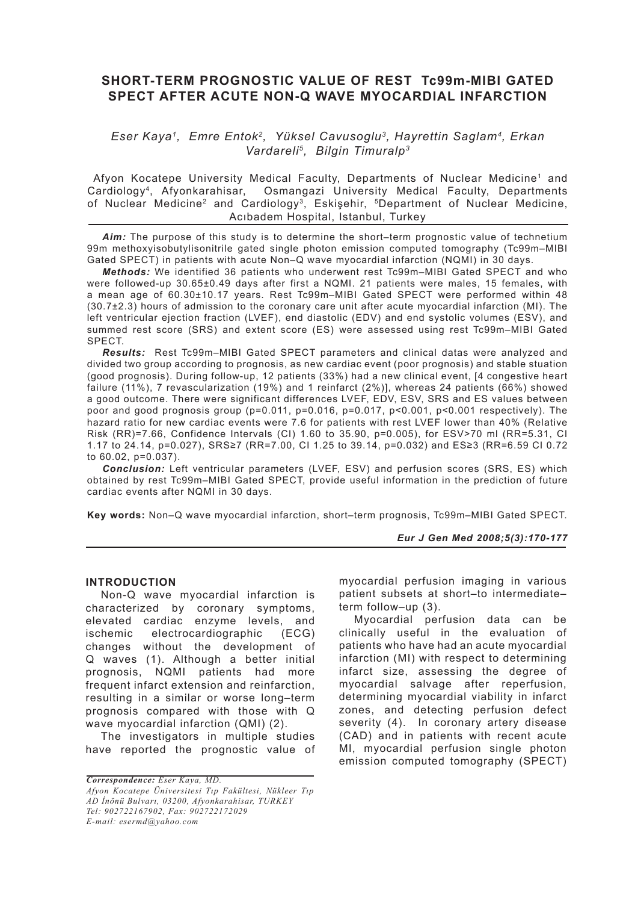# SHORT-TERM PROGNOSTIC VALUE OF REST Tc99m-MIBI GATED SPECT AFTER ACUTE NON-Q WAVE MYOCARDIAL INFARCTION

*Eser Kaya[1], Emre Entok[2], Yüksel Cavusoglu[3], Hayrettin Saglam[4], Erkan Vardareli[5], Bilgin Timuralp[3]*

Afyon Kocatepe University Medical Faculty, Departments of Nuclear Medicine[1] and Cardiology[4], Afyonkarahisar, Osmangazi University Medical Faculty, Departments of Nuclear Medicine[2] and Cardiology[3], Eskişehir, [5]Department of Nuclear Medicine, Acıbadem Hospital, Istanbul, Turkey

***Aim:*** The purpose of this study is to determine the short–term prognostic value of technetium 99m methoxyisobutylisonitrile gated single photon emission computed tomography (Tc99m–MIBI Gated SPECT) in patients with acute Non–Q wave myocardial infarction (NQMI) in 30 days.

***Methods:*** We identified 36 patients who underwent rest Tc99m–MIBI Gated SPECT and who were followed-up 30.65±0.49 days after first a NQMI. 21 patients were males, 15 females, with a mean age of 60.30±10.17 years. Rest Tc99m–MIBI Gated SPECT were performed within 48 (30.7±2.3) hours of admission to the coronary care unit after acute myocardial infarction (MI). The left ventricular ejection fraction (LVEF), end diastolic (EDV) and end systolic volumes (ESV), and summed rest score (SRS) and extent score (ES) were assessed using rest Tc99m–MIBI Gated SPECT.

***Results:*** Rest Tc99m–MIBI Gated SPECT parameters and clinical datas were analyzed and divided two group according to prognosis, as new cardiac event (poor prognosis) and stable stuation (good prognosis). During follow-up, 12 patients (33%) had a new clinical event, [4 congestive heart failure (11%), 7 revascularization (19%) and 1 reinfarct (2%)], whereas 24 patients (66%) showed a good outcome. There were significant differences LVEF, EDV, ESV, SRS and ES values between poor and good prognosis group ($p=0.011$, $p=0.016$, $p=0.017$, $p<0.001$, $p<0.001$ respectively). The hazard ratio for new cardiac events were 7.6 for patients with rest LVEF lower than 40% (Relative Risk (RR)=7.66, Confidence Intervals (CI) 1.60 to 35.90, $p=0.005$), for ESV>70 ml (RR=5.31, CI 1.17 to 24.14, $p=0.027$), SRS≥7 (RR=7.00, CI 1.25 to 39.14, $p=0.032$) and ES≥3 (RR=6.59 CI 0.72 to 60.02, $p=0.037$).

***Conclusion:*** Left ventricular parameters (LVEF, ESV) and perfusion scores (SRS, ES) which obtained by rest Tc99m–MIBI Gated SPECT, provide useful information in the prediction of future cardiac events after NQMI in 30 days.

**Key words:** Non–Q wave myocardial infarction, short–term prognosis, Tc99m–MIBI Gated SPECT.

## INTRODUCTION

Non-Q wave myocardial infarction is characterized by coronary symptoms, elevated cardiac enzyme levels, and ischemic electrocardiographic (ECG) changes without the development of Q waves (1). Although a better initial prognosis, NQMI patients had more frequent infarct extension and reinfarction, resulting in a similar or worse long–term prognosis compared with those with Q wave myocardial infarction (QMI) (2).

The investigators in multiple studies have reported the prognostic value of myocardial perfusion imaging in various patient subsets at short–to intermediate–term follow–up (3).

Myocardial perfusion data can be clinically useful in the evaluation of patients who have had an acute myocardial infarction (MI) with respect to determining infarct size, assessing the degree of myocardial salvage after reperfusion, determining myocardial viability in infarct zones, and detecting perfusion defect severity (4). In coronary artery disease (CAD) and in patients with recent acute MI, myocardial perfusion single photon emission computed tomography (SPECT)

*Correspondence: Eser Kaya, MD.*
*Afyon Kocatepe Üniversitesi Tıp Fakültesi, Nükleer Tıp AD İnönü Bulvarı, 03200, Afyonkarahisar, TURKEY*
*Tel: 902722167902, Fax: 902722172029*
*E-mail: esermd@yahoo.com*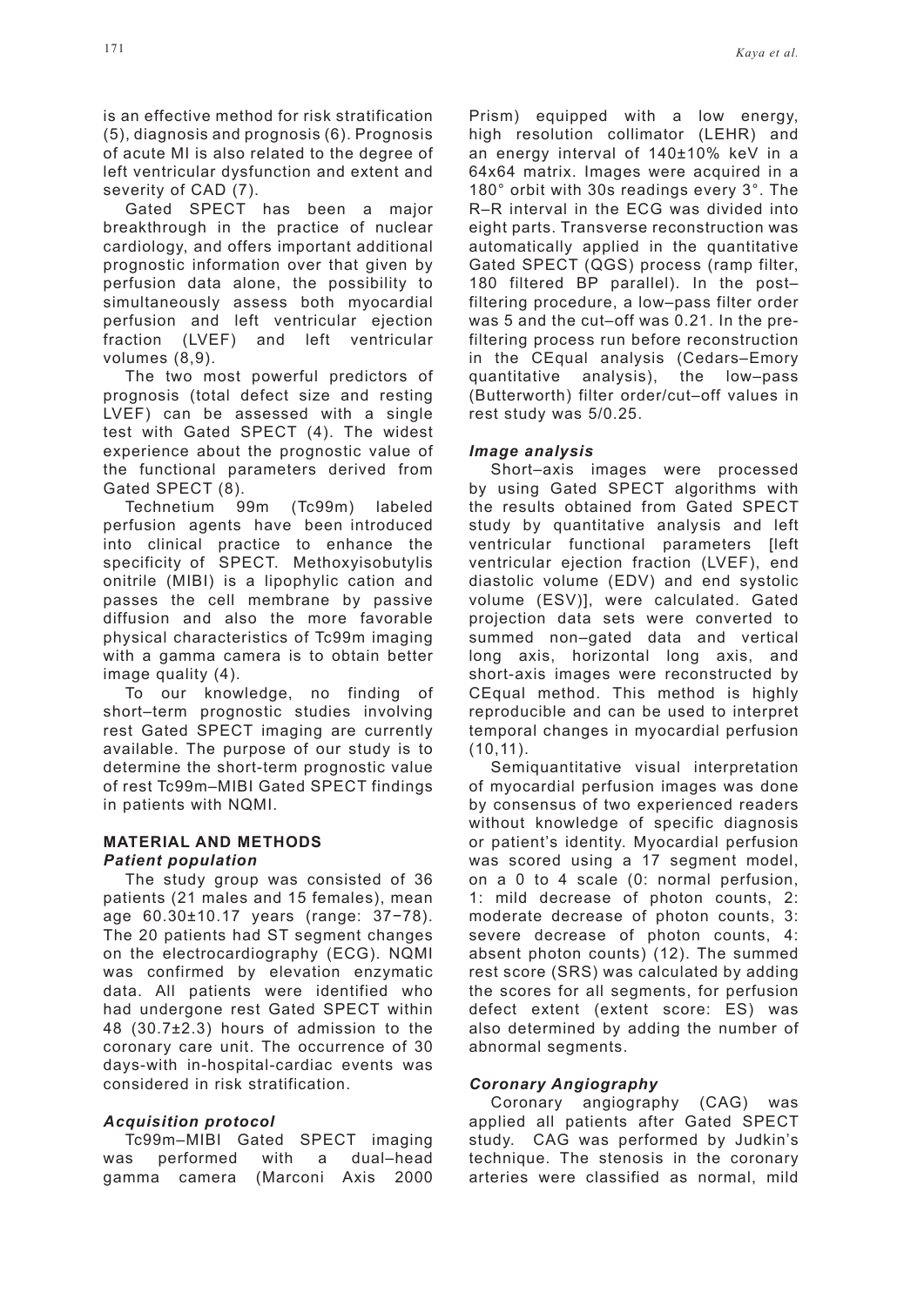is an effective method for risk stratification (5), diagnosis and prognosis (6). Prognosis of acute MI is also related to the degree of left ventricular dysfunction and extent and severity of CAD (7).

Gated SPECT has been a major breakthrough in the practice of nuclear cardiology, and offers important additional prognostic information over that given by perfusion data alone, the possibility to simultaneously assess both myocardial perfusion and left ventricular ejection fraction (LVEF) and left ventricular volumes (8,9).

The two most powerful predictors of prognosis (total defect size and resting LVEF) can be assessed with a single test with Gated SPECT (4). The widest experience about the prognostic value of the functional parameters derived from Gated SPECT (8).

Technetium 99m (Tc99m) labeled perfusion agents have been introduced into clinical practice to enhance the specificity of SPECT. Methoxyisobutylis onitrile (MIBI) is a lipophylic cation and passes the cell membrane by passive diffusion and also the more favorable physical characteristics of Tc99m imaging with a gamma camera is to obtain better image quality (4).

To our knowledge, no finding of short–term prognostic studies involving rest Gated SPECT imaging are currently available. The purpose of our study is to determine the short-term prognostic value of rest Tc99m–MIBI Gated SPECT findings in patients with NQMI.

## MATERIAL AND METHODS

### *Patient population*

The study group was consisted of 36 patients (21 males and 15 females), mean age 60.30±10.17 years (range: 37−78). The 20 patients had ST segment changes on the electrocardiography (ECG). NQMI was confirmed by elevation enzymatic data. All patients were identified who had undergone rest Gated SPECT within 48 (30.7±2.3) hours of admission to the coronary care unit. The occurrence of 30 days-with in-hospital-cardiac events was considered in risk stratification.

### *Acquisition protocol*

Tc99m–MIBI Gated SPECT imaging was performed with a dual–head gamma camera (Marconi Axis 2000 Prism) equipped with a low energy, high resolution collimator (LEHR) and an energy interval of 140±10% keV in a 64x64 matrix. Images were acquired in a 180° orbit with 30s readings every 3°. The R–R interval in the ECG was divided into eight parts. Transverse reconstruction was automatically applied in the quantitative Gated SPECT (QGS) process (ramp filter, 180 filtered BP parallel). In the post–filtering procedure, a low–pass filter order was 5 and the cut–off was 0.21. In the pre-filtering process run before reconstruction in the CEqual analysis (Cedars–Emory quantitative analysis), the low–pass (Butterworth) filter order/cut–off values in rest study was 5/0.25.

### *Image analysis*

Short–axis images were processed by using Gated SPECT algorithms with the results obtained from Gated SPECT study by quantitative analysis and left ventricular functional parameters [left ventricular ejection fraction (LVEF), end diastolic volume (EDV) and end systolic volume (ESV)], were calculated. Gated projection data sets were converted to summed non–gated data and vertical long axis, horizontal long axis, and short-axis images were reconstructed by CEqual method. This method is highly reproducible and can be used to interpret temporal changes in myocardial perfusion (10,11).

Semiquantitative visual interpretation of myocardial perfusion images was done by consensus of two experienced readers without knowledge of specific diagnosis or patient's identity. Myocardial perfusion was scored using a 17 segment model, on a 0 to 4 scale (0: normal perfusion, 1: mild decrease of photon counts, 2: moderate decrease of photon counts, 3: severe decrease of photon counts, 4: absent photon counts) (12). The summed rest score (SRS) was calculated by adding the scores for all segments, for perfusion defect extent (extent score: ES) was also determined by adding the number of abnormal segments.

### *Coronary Angiography*

Coronary angiography (CAG) was applied all patients after Gated SPECT study. CAG was performed by Judkin's technique. The stenosis in the coronary arteries were classified as normal, mild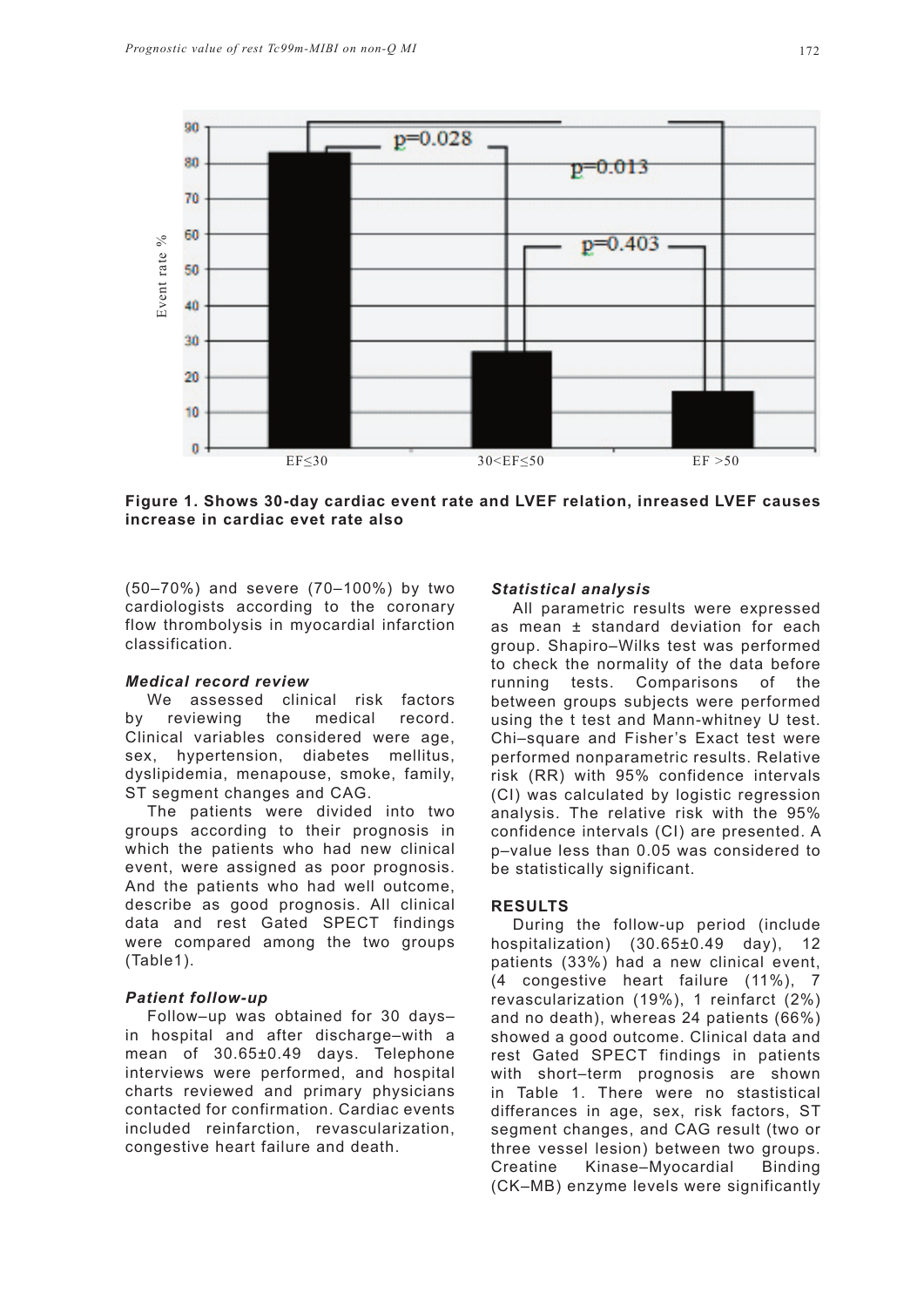Figure 1. Shows 30-day cardiac event rate and LVEF relation, inreased LVEF causes increase in cardiac evet rate also

(50–70%) and severe (70–100%) by two cardiologists according to the coronary flow thrombolysis in myocardial infarction classification.

### *Medical record review*

We assessed clinical risk factors by reviewing the medical record. Clinical variables considered were age, sex, hypertension, diabetes mellitus, dyslipidemia, menapouse, smoke, family, ST segment changes and CAG.

The patients were divided into two groups according to their prognosis in which the patients who had new clinical event, were assigned as poor prognosis. And the patients who had well outcome, describe as good prognosis. All clinical data and rest Gated SPECT findings were compared among the two groups (Table1).

### *Patient follow-up*

Follow–up was obtained for 30 days–in hospital and after discharge–with a mean of 30.65±0.49 days. Telephone interviews were performed, and hospital charts reviewed and primary physicians contacted for confirmation. Cardiac events included reinfarction, revascularization, congestive heart failure and death.

### *Statistical analysis*

All parametric results were expressed as mean ± standard deviation for each group. Shapiro–Wilks test was performed to check the normality of the data before running tests. Comparisons of the between groups subjects were performed using the t test and Mann-whitney U test. Chi–square and Fisher's Exact test were performed nonparametric results. Relative risk (RR) with 95% confidence intervals (CI) was calculated by logistic regression analysis. The relative risk with the 95% confidence intervals (CI) are presented. A p–value less than 0.05 was considered to be statistically significant.

## RESULTS

During the follow-up period (include hospitalization) (30.65±0.49 day), 12 patients (33%) had a new clinical event, (4 congestive heart failure (11%), 7 revascularization (19%), 1 reinfarct (2%) and no death), whereas 24 patients (66%) showed a good outcome. Clinical data and rest Gated SPECT findings in patients with short–term prognosis are shown in Table 1. There were no stastistical differances in age, sex, risk factors, ST segment changes, and CAG result (two or three vessel lesion) between two groups. Creatine Kinase–Myocardial Binding (CK–MB) enzyme levels were significantly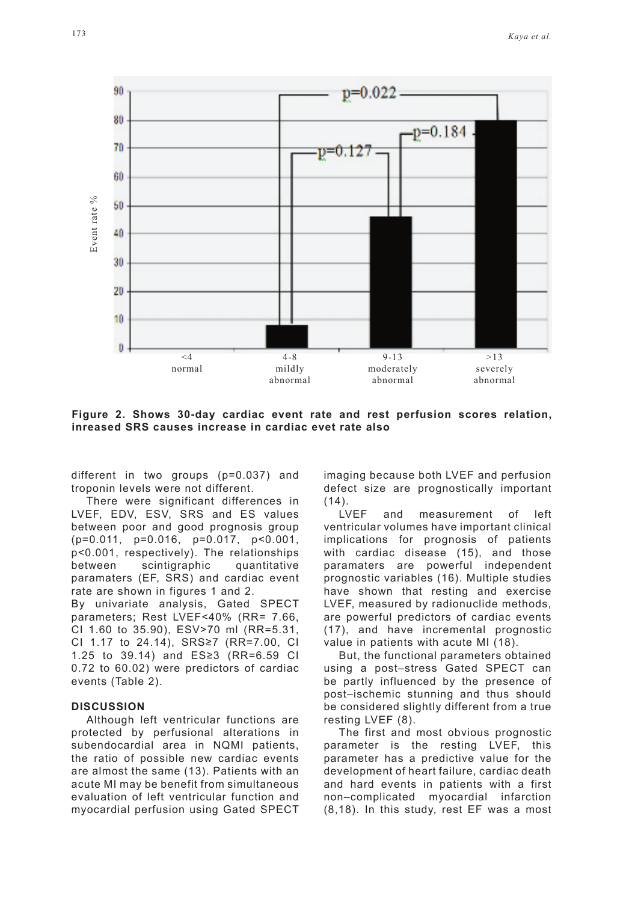**Figure 2. Shows 30-day cardiac event rate and rest perfusion scores relation, inreased SRS causes increase in cardiac evet rate also**

different in two groups ($p=0.037$) and troponin levels were not different.

There were significant differences in LVEF, EDV, ESV, SRS and ES values between poor and good prognosis group ($p=0.011$, $p=0.016$, $p=0.017$, $p<0.001$, $p<0.001$, respectively). The relationships between scintigraphic quantitative paramaters (EF, SRS) and cardiac event rate are shown in figures 1 and 2.

By univariate analysis, Gated SPECT parameters; Rest LVEF<40% (RR= 7.66, CI 1.60 to 35.90), ESV>70 ml (RR=5.31, CI 1.17 to 24.14), SRS≥7 (RR=7.00, CI 1.25 to 39.14) and ES≥3 (RR=6.59 CI 0.72 to 60.02) were predictors of cardiac events (Table 2).

## DISCUSSION

Although left ventricular functions are protected by perfusional alterations in subendocardial area in NQMI patients, the ratio of possible new cardiac events are almost the same (13). Patients with an acute MI may be benefit from simultaneous evaluation of left ventricular function and myocardial perfusion using Gated SPECT imaging because both LVEF and perfusion defect size are prognostically important (14).

LVEF and measurement of left ventricular volumes have important clinical implications for prognosis of patients with cardiac disease (15), and those paramaters are powerful independent prognostic variables (16). Multiple studies have shown that resting and exercise LVEF, measured by radionuclide methods, are powerful predictors of cardiac events (17), and have incremental prognostic value in patients with acute MI (18).

But, the functional parameters obtained using a post–stress Gated SPECT can be partly influenced by the presence of post–ischemic stunning and thus should be considered slightly different from a true resting LVEF (8).

The first and most obvious prognostic parameter is the resting LVEF, this parameter has a predictive value for the development of heart failure, cardiac death and hard events in patients with a first non–complicated myocardial infarction (8,18). In this study, rest EF was a most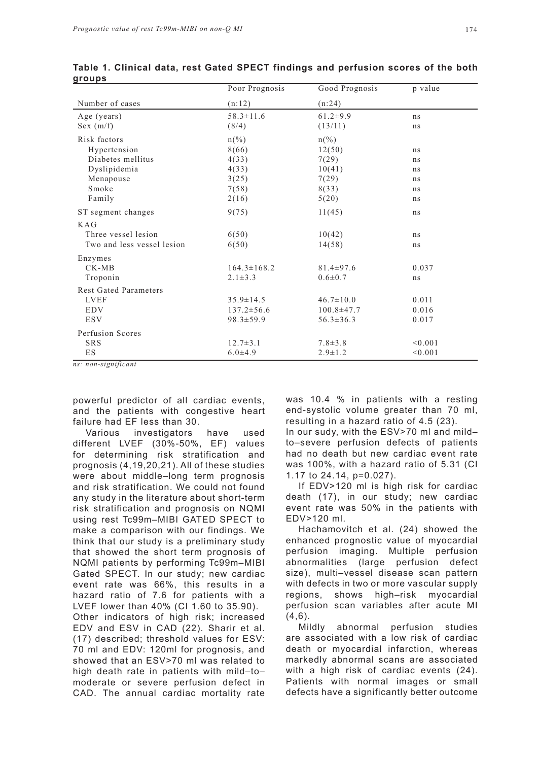**Table 1. Clinical data, rest Gated SPECT findings and perfusion scores of the both groups**

| | Poor Prognosis | Good Prognosis | p value |
|---|---|---|---|
| Number of cases | (n:12) | (n:24) | |
| Age (years) | 58.3±11.6 | 61.2±9.9 | ns |
| Sex (m/f) | (8/4) | (13/11) | ns |
| Risk factors | n(%) | n(%) | |
| Hypertension | 8(66) | 12(50) | ns |
| Diabetes mellitus | 4(33) | 7(29) | ns |
| Dyslipidemia | 4(33) | 10(41) | ns |
| Menapouse | 3(25) | 7(29) | ns |
| Smoke | 7(58) | 8(33) | ns |
| Family | 2(16) | 5(20) | ns |
| ST segment changes | 9(75) | 11(45) | ns |
| KAG | | | |
| Three vessel lesion | 6(50) | 10(42) | ns |
| Two and less vessel lesion | 6(50) | 14(58) | ns |
| Enzymes | | | |
| CK-MB | 164.3±168.2 | 81.4±97.6 | 0.037 |
| Troponin | 2.1±3.3 | 0.6±0.7 | ns |
| Rest Gated Parameters | | | |
| LVEF | 35.9±14.5 | 46.7±10.0 | 0.011 |
| EDV | 137.2±56.6 | 100.8±47.7 | 0.016 |
| ESV | 98.3±59.9 | 56.3±36.3 | 0.017 |
| Perfusion Scores | | | |
| SRS | 12.7±3.1 | 7.8±3.8 | <0.001 |
| ES | 6.0±4.9 | 2.9±1.2 | <0.001 |

*ns: non-significant*

powerful predictor of all cardiac events, and the patients with congestive heart failure had EF less than 30.

Various investigators have used different LVEF (30%-50%, EF) values for determining risk stratification and prognosis (4,19,20,21). All of these studies were about middle–long term prognosis and risk stratification. We could not found any study in the literature about short-term risk stratification and prognosis on NQMI using rest Tc99m–MIBI GATED SPECT to make a comparison with our findings. We think that our study is a preliminary study that showed the short term prognosis of NQMI patients by performing Tc99m–MIBI Gated SPECT. In our study; new cardiac event rate was 66%, this results in a hazard ratio of 7.6 for patients with a LVEF lower than 40% (CI 1.60 to 35.90).

Other indicators of high risk; increased EDV and ESV in CAD (22). Sharir et al. (17) described; threshold values for ESV: 70 ml and EDV: 120ml for prognosis, and showed that an ESV>70 ml was related to high death rate in patients with mild–to–moderate or severe perfusion defect in CAD. The annual cardiac mortality rate was 10.4 % in patients with a resting end-systolic volume greater than 70 ml, resulting in a hazard ratio of 4.5 (23).

In our sudy, with the ESV>70 ml and mild–to–severe perfusion defects of patients had no death but new cardiac event rate was 100%, with a hazard ratio of 5.31 (CI 1.17 to 24.14, p=0.027).

If EDV>120 ml is high risk for cardiac death (17), in our study; new cardiac event rate was 50% in the patients with EDV>120 ml.

Hachamovitch et al. (24) showed the enhanced prognostic value of myocardial perfusion imaging. Multiple perfusion abnormalities (large perfusion defect size), multi–vessel disease scan pattern with defects in two or more vascular supply regions, shows high–risk myocardial perfusion scan variables after acute MI (4,6).

Mildly abnormal perfusion studies are associated with a low risk of cardiac death or myocardial infarction, whereas markedly abnormal scans are associated with a high risk of cardiac events (24). Patients with normal images or small defects have a significantly better outcome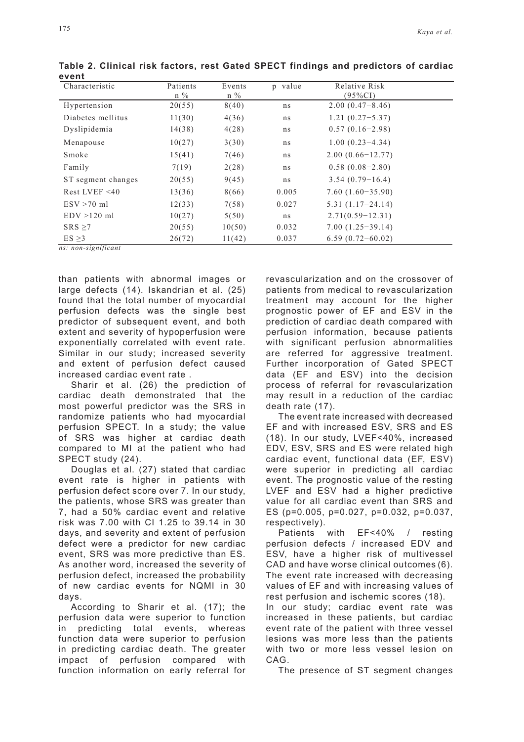**Table 2. Clinical risk factors, rest Gated SPECT findings and predictors of cardiac event**

| Characteristic | Patients n % | Events n % | p value | Relative Risk (95%CI) |
|---|---|---|---|---|
| Hypertension | 20(55) | 8(40) | ns | 2.00 (0.47−8.46) |
| Diabetes mellitus | 11(30) | 4(36) | ns | 1.21 (0.27−5.37) |
| Dyslipidemia | 14(38) | 4(28) | ns | 0.57 (0.16−2.98) |
| Menapouse | 10(27) | 3(30) | ns | 1.00 (0.23−4.34) |
| Smoke | 15(41) | 7(46) | ns | 2.00 (0.66−12.77) |
| Family | 7(19) | 2(28) | ns | 0.58 (0.08−2.80) |
| ST segment changes | 20(55) | 9(45) | ns | 3.54 (0.79−16.4) |
| Rest LVEF <40 | 13(36) | 8(66) | 0.005 | 7.60 (1.60−35.90) |
| ESV >70 ml | 12(33) | 7(58) | 0.027 | 5.31 (1.17−24.14) |
| EDV >120 ml | 10(27) | 5(50) | ns | 2.71(0.59−12.31) |
| SRS ≥7 | 20(55) | 10(50) | 0.032 | 7.00 (1.25−39.14) |
| ES ≥3 | 26(72) | 11(42) | 0.037 | 6.59 (0.72−60.02) |

*ns: non-significant*

than patients with abnormal images or large defects (14). Iskandrian et al. (25) found that the total number of myocardial perfusion defects was the single best predictor of subsequent event, and both extent and severity of hypoperfusion were exponentially correlated with event rate. Similar in our study; increased severity and extent of perfusion defect caused increased cardiac event rate .

Sharir et al. (26) the prediction of cardiac death demonstrated that the most powerful predictor was the SRS in randomize patients who had myocardial perfusion SPECT. In a study; the value of SRS was higher at cardiac death compared to MI at the patient who had SPECT study (24).

Douglas et al. (27) stated that cardiac event rate is higher in patients with perfusion defect score over 7. In our study, the patients, whose SRS was greater than 7, had a 50% cardiac event and relative risk was 7.00 with CI 1.25 to 39.14 in 30 days, and severity and extent of perfusion defect were a predictor for new cardiac event, SRS was more predictive than ES. As another word, increased the severity of perfusion defect, increased the probability of new cardiac events for NQMI in 30 days.

According to Sharir et al. (17); the perfusion data were superior to function in predicting total events, whereas function data were superior to perfusion in predicting cardiac death. The greater impact of perfusion compared with function information on early referral for revascularization and on the crossover of patients from medical to revascularization treatment may account for the higher prognostic power of EF and ESV in the prediction of cardiac death compared with perfusion information, because patients with significant perfusion abnormalities are referred for aggressive treatment. Further incorporation of Gated SPECT data (EF and ESV) into the decision process of referral for revascularization may result in a reduction of the cardiac death rate (17).

The event rate increased with decreased EF and with increased ESV, SRS and ES (18). In our study, LVEF<40%, increased EDV, ESV, SRS and ES were related high cardiac event, functional data (EF, ESV) were superior in predicting all cardiac event. The prognostic value of the resting LVEF and ESV had a higher predictive value for all cardiac event than SRS and ES (p=0.005, p=0.027, p=0.032, p=0.037, respectively).

Patients with EF<40% / resting perfusion defects / increased EDV and ESV, have a higher risk of multivessel CAD and have worse clinical outcomes (6). The event rate increased with decreasing values of EF and with increasing values of rest perfusion and ischemic scores (18). In our study; cardiac event rate was increased in these patients, but cardiac event rate of the patient with three vessel lesions was more less than the patients with two or more less vessel lesion on CAG.

The presence of ST segment changes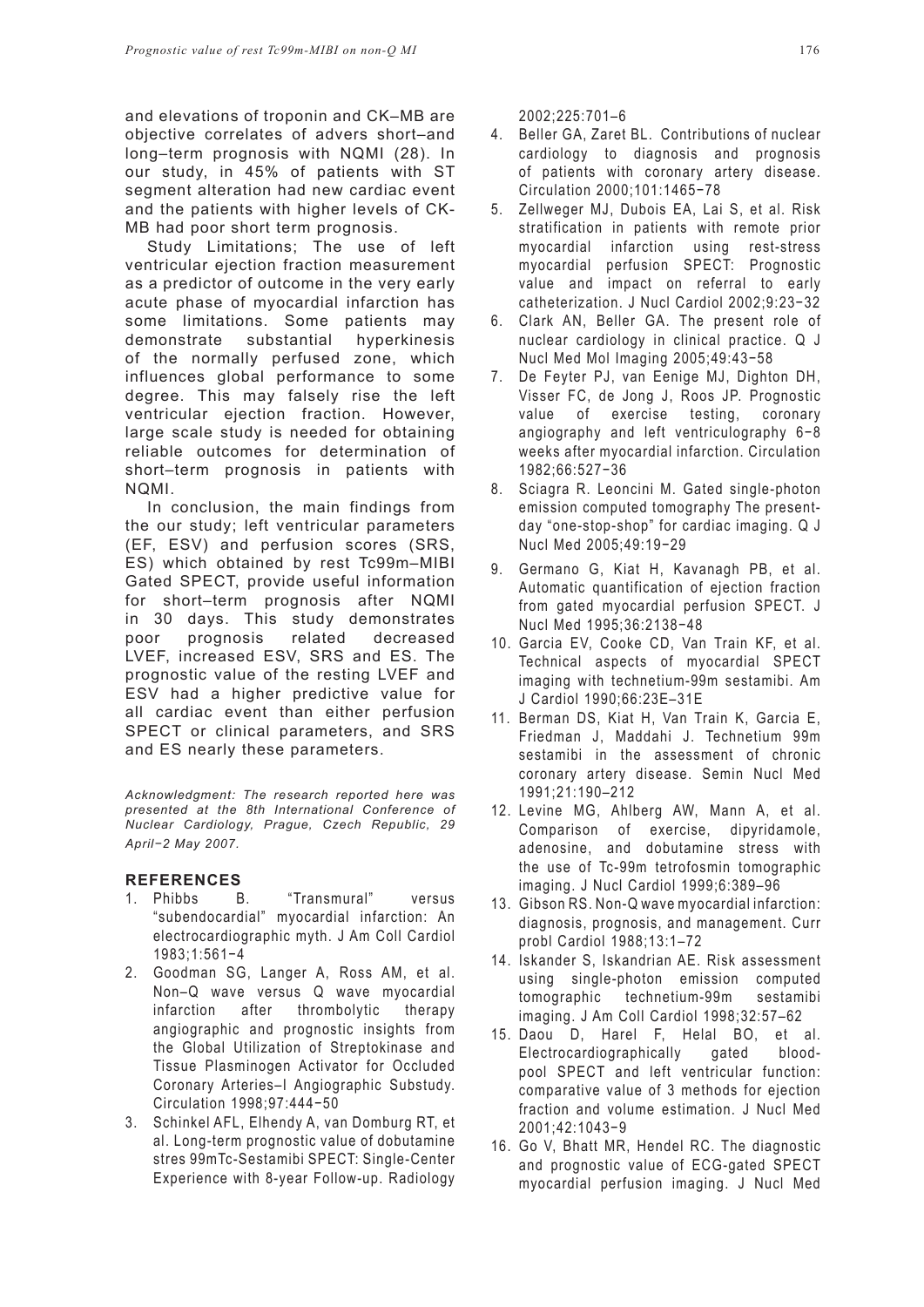and elevations of troponin and CK–MB are objective correlates of advers short–and long–term prognosis with NQMI (28). In our study, in 45% of patients with ST segment alteration had new cardiac event and the patients with higher levels of CK-MB had poor short term prognosis.

Study Limitations; The use of left ventricular ejection fraction measurement as a predictor of outcome in the very early acute phase of myocardial infarction has some limitations. Some patients may demonstrate substantial hyperkinesis of the normally perfused zone, which influences global performance to some degree. This may falsely rise the left ventricular ejection fraction. However, large scale study is needed for obtaining reliable outcomes for determination of short–term prognosis in patients with NQMI.

In conclusion, the main findings from the our study; left ventricular parameters (EF, ESV) and perfusion scores (SRS, ES) which obtained by rest Tc99m–MIBI Gated SPECT, provide useful information for short–term prognosis after NQMI in 30 days. This study demonstrates poor prognosis related decreased LVEF, increased ESV, SRS and ES. The prognostic value of the resting LVEF and ESV had a higher predictive value for all cardiac event than either perfusion SPECT or clinical parameters, and SRS and ES nearly these parameters.

*Acknowledgment: The research reported here was presented at the 8th International Conference of Nuclear Cardiology, Prague, Czech Republic, 29 April−2 May 2007.*

## REFERENCES

1. Phibbs B. "Transmural" versus "subendocardial" myocardial infarction: An electrocardiographic myth. J Am Coll Cardiol 1983;1:561−4
2. Goodman SG, Langer A, Ross AM, et al. Non–Q wave versus Q wave myocardial infarction after thrombolytic therapy angiographic and prognostic insights from the Global Utilization of Streptokinase and Tissue Plasminogen Activator for Occluded Coronary Arteries–I Angiographic Substudy. Circulation 1998;97:444−50
3. Schinkel AFL, Elhendy A, van Domburg RT, et al. Long-term prognostic value of dobutamine stres 99mTc-Sestamibi SPECT: Single-Center Experience with 8-year Follow-up. Radiology 2002;225:701–6
4. Beller GA, Zaret BL. Contributions of nuclear cardiology to diagnosis and prognosis of patients with coronary artery disease. Circulation 2000;101:1465−78
5. Zellweger MJ, Dubois EA, Lai S, et al. Risk stratification in patients with remote prior myocardial infarction using rest-stress myocardial perfusion SPECT: Prognostic value and impact on referral to early catheterization. J Nucl Cardiol 2002;9:23−32
6. Clark AN, Beller GA. The present role of nuclear cardiology in clinical practice. Q J Nucl Med Mol Imaging 2005;49:43−58
7. De Feyter PJ, van Eenige MJ, Dighton DH, Visser FC, de Jong J, Roos JP. Prognostic value of exercise testing, coronary angiography and left ventriculography 6−8 weeks after myocardial infarction. Circulation 1982;66:527−36
8. Sciagra R. Leoncini M. Gated single-photon emission computed tomography The present-day "one-stop-shop" for cardiac imaging. Q J Nucl Med 2005;49:19−29
9. Germano G, Kiat H, Kavanagh PB, et al. Automatic quantification of ejection fraction from gated myocardial perfusion SPECT. J Nucl Med 1995;36:2138−48
10. Garcia EV, Cooke CD, Van Train KF, et al. Technical aspects of myocardial SPECT imaging with technetium-99m sestamibi. Am J Cardiol 1990;66:23E–31E
11. Berman DS, Kiat H, Van Train K, Garcia E, Friedman J, Maddahi J. Technetium 99m sestamibi in the assessment of chronic coronary artery disease. Semin Nucl Med 1991;21:190–212
12. Levine MG, Ahlberg AW, Mann A, et al. Comparison of exercise, dipyridamole, adenosine, and dobutamine stress with the use of Tc-99m tetrofosmin tomographic imaging. J Nucl Cardiol 1999;6:389–96
13. Gibson RS. Non-Q wave myocardial infarction: diagnosis, prognosis, and management. Curr probl Cardiol 1988;13:1–72
14. Iskander S, Iskandrian AE. Risk assessment using single-photon emission computed tomographic technetium-99m sestamibi imaging. J Am Coll Cardiol 1998;32:57–62
15. Daou D, Harel F, Helal BO, et al. Electrocardiographically gated blood-pool SPECT and left ventricular function: comparative value of 3 methods for ejection fraction and volume estimation. J Nucl Med 2001;42:1043−9
16. Go V, Bhatt MR, Hendel RC. The diagnostic and prognostic value of ECG-gated SPECT myocardial perfusion imaging. J Nucl Med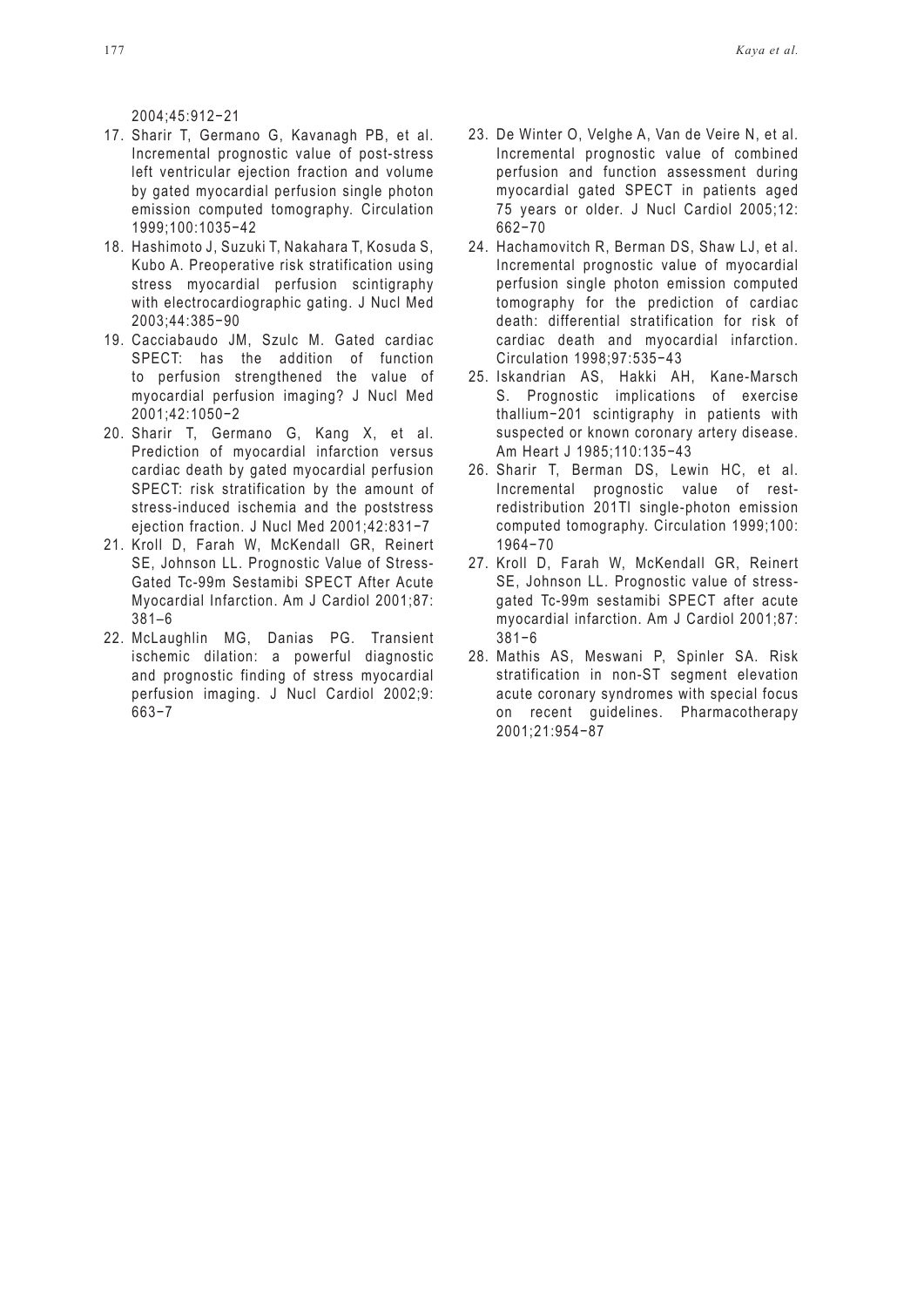2004;45:912−21

17. Sharir T, Germano G, Kavanagh PB, et al. Incremental prognostic value of post-stress left ventricular ejection fraction and volume by gated myocardial perfusion single photon emission computed tomography. Circulation 1999;100:1035−42
18. Hashimoto J, Suzuki T, Nakahara T, Kosuda S, Kubo A. Preoperative risk stratification using stress myocardial perfusion scintigraphy with electrocardiographic gating. J Nucl Med 2003;44:385−90
19. Cacciabaudo JM, Szulc M. Gated cardiac SPECT: has the addition of function to perfusion strengthened the value of myocardial perfusion imaging? J Nucl Med 2001;42:1050−2
20. Sharir T, Germano G, Kang X, et al. Prediction of myocardial infarction versus cardiac death by gated myocardial perfusion SPECT: risk stratification by the amount of stress-induced ischemia and the poststress ejection fraction. J Nucl Med 2001;42:831−7
21. Kroll D, Farah W, McKendall GR, Reinert SE, Johnson LL. Prognostic Value of Stress-Gated Tc-99m Sestamibi SPECT After Acute Myocardial Infarction. Am J Cardiol 2001;87: 381–6
22. McLaughlin MG, Danias PG. Transient ischemic dilation: a powerful diagnostic and prognostic finding of stress myocardial perfusion imaging. J Nucl Cardiol 2002;9: 663−7
23. De Winter O, Velghe A, Van de Veire N, et al. Incremental prognostic value of combined perfusion and function assessment during myocardial gated SPECT in patients aged 75 years or older. J Nucl Cardiol 2005;12: 662−70
24. Hachamovitch R, Berman DS, Shaw LJ, et al. Incremental prognostic value of myocardial perfusion single photon emission computed tomography for the prediction of cardiac death: differential stratification for risk of cardiac death and myocardial infarction. Circulation 1998;97:535−43
25. Iskandrian AS, Hakki AH, Kane-Marsch S. Prognostic implications of exercise thallium−201 scintigraphy in patients with suspected or known coronary artery disease. Am Heart J 1985;110:135−43
26. Sharir T, Berman DS, Lewin HC, et al. Incremental prognostic value of rest-redistribution 201Tl single-photon emission computed tomography. Circulation 1999;100: 1964−70
27. Kroll D, Farah W, McKendall GR, Reinert SE, Johnson LL. Prognostic value of stress-gated Tc-99m sestamibi SPECT after acute myocardial infarction. Am J Cardiol 2001;87: 381−6
28. Mathis AS, Meswani P, Spinler SA. Risk stratification in non-ST segment elevation acute coronary syndromes with special focus on recent guidelines. Pharmacotherapy 2001;21:954−87